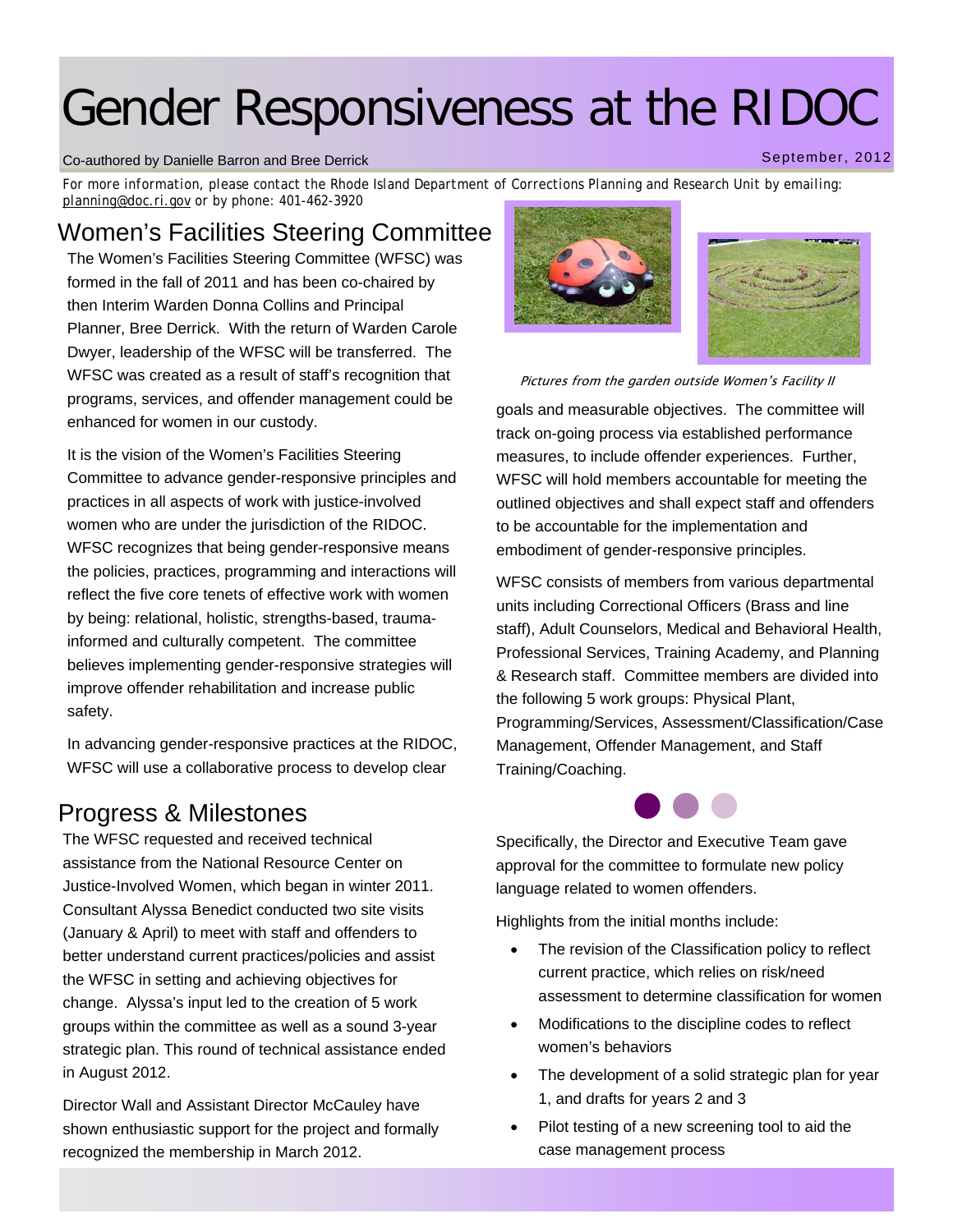# Gender Responsiveness at the RIDOC

Co-authored by Danielle Barron and Bree Derrick

September, 2012

For more information, please contact the Rhode Island Department of Corrections Planning and Research Unit by emailing: planning@doc.ri.gov or by phone: 401-462-3920

## Women's Facilities Steering Committee

The Women's Facilities Steering Committee (WFSC) was formed in the fall of 2011 and has been co-chaired by then Interim Warden Donna Collins and Principal Planner, Bree Derrick. With the return of Warden Carole Dwyer, leadership of the WFSC will be transferred. The WFSC was created as a result of staff's recognition that programs, services, and offender management could be enhanced for women in our custody.

It is the vision of the Women's Facilities Steering Committee to advance gender-responsive principles and practices in all aspects of work with justice-involved women who are under the jurisdiction of the RIDOC. WFSC recognizes that being gender-responsive means the policies, practices, programming and interactions will reflect the five core tenets of effective work with women by being: relational, holistic, strengths-based, trauma-informed and culturally competent. The committee believes implementing gender-responsive strategies will improve offender rehabilitation and increase public safety.

In advancing gender-responsive practices at the RIDOC, WFSC will use a collaborative process to develop clear goals and measurable objectives. The committee will track on-going process via established performance measures, to include offender experiences. Further, WFSC will hold members accountable for meeting the outlined objectives and shall expect staff and offenders to be accountable for the implementation and embodiment of gender-responsive principles.

*Pictures from the garden outside Women's Facility II*

WFSC consists of members from various departmental units including Correctional Officers (Brass and line staff), Adult Counselors, Medical and Behavioral Health, Professional Services, Training Academy, and Planning & Research staff. Committee members are divided into the following 5 work groups: Physical Plant, Programming/Services, Assessment/Classification/Case Management, Offender Management, and Staff Training/Coaching.

## Progress & Milestones

The WFSC requested and received technical assistance from the National Resource Center on Justice-Involved Women, which began in winter 2011. Consultant Alyssa Benedict conducted two site visits (January & April) to meet with staff and offenders to better understand current practices/policies and assist the WFSC in setting and achieving objectives for change. Alyssa's input led to the creation of 5 work groups within the committee as well as a sound 3-year strategic plan. This round of technical assistance ended in August 2012.

Director Wall and Assistant Director McCauley have shown enthusiastic support for the project and formally recognized the membership in March 2012.

Specifically, the Director and Executive Team gave approval for the committee to formulate new policy language related to women offenders.

Highlights from the initial months include:

- The revision of the Classification policy to reflect current practice, which relies on risk/need assessment to determine classification for women
- Modifications to the discipline codes to reflect women's behaviors
- The development of a solid strategic plan for year 1, and drafts for years 2 and 3
- Pilot testing of a new screening tool to aid the case management process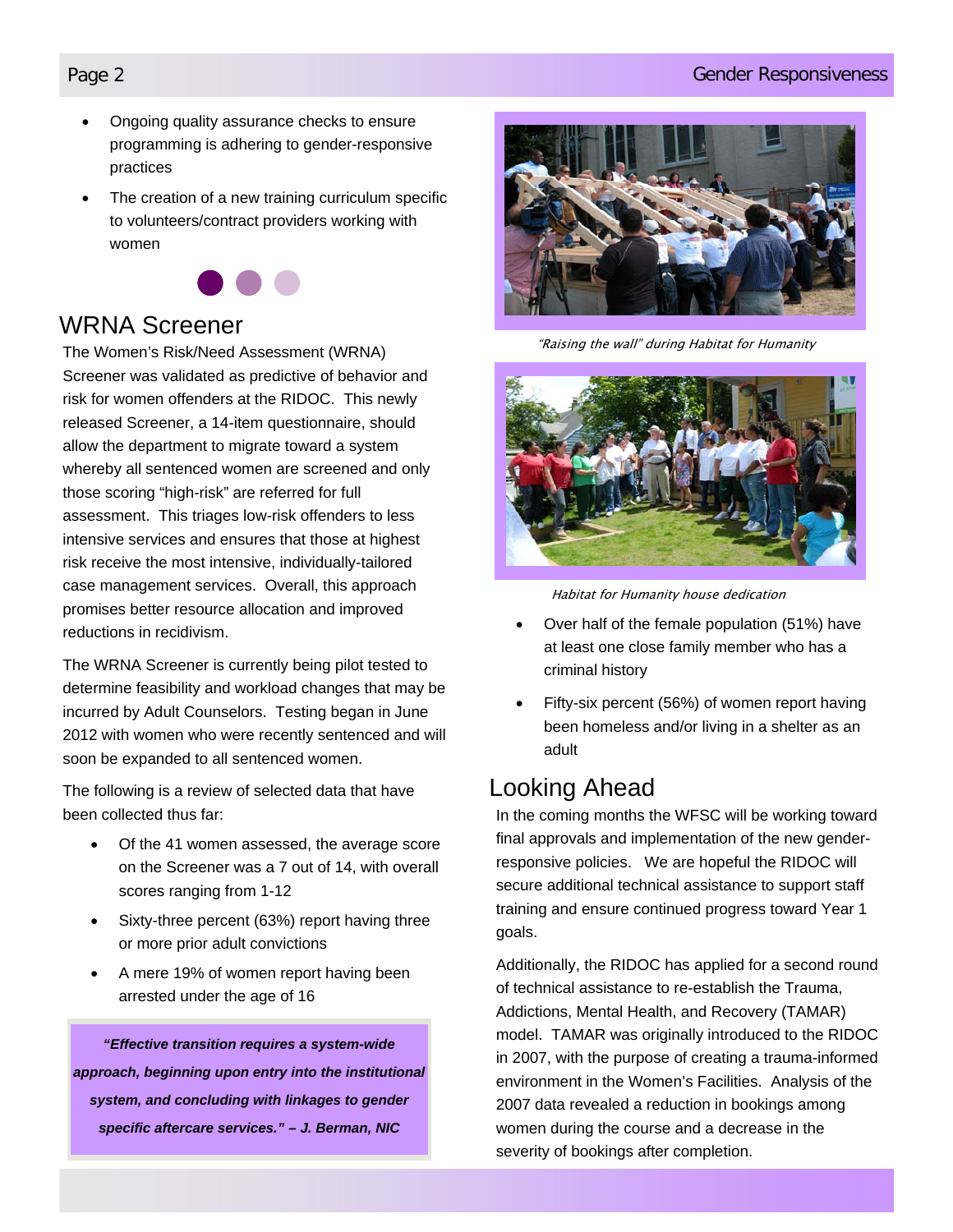- Ongoing quality assurance checks to ensure programming is adhering to gender-responsive practices
- The creation of a new training curriculum specific to volunteers/contract providers working with women

## WRNA Screener

The Women's Risk/Need Assessment (WRNA) Screener was validated as predictive of behavior and risk for women offenders at the RIDOC. This newly released Screener, a 14-item questionnaire, should allow the department to migrate toward a system whereby all sentenced women are screened and only those scoring "high-risk" are referred for full assessment. This triages low-risk offenders to less intensive services and ensures that those at highest risk receive the most intensive, individually-tailored case management services. Overall, this approach promises better resource allocation and improved reductions in recidivism.

The WRNA Screener is currently being pilot tested to determine feasibility and workload changes that may be incurred by Adult Counselors. Testing began in June 2012 with women who were recently sentenced and will soon be expanded to all sentenced women.

The following is a review of selected data that have been collected thus far:

- Of the 41 women assessed, the average score on the Screener was a 7 out of 14, with overall scores ranging from 1-12
- Sixty-three percent (63%) report having three or more prior adult convictions
- A mere 19% of women report having been arrested under the age of 16

***"Effective transition requires a system-wide approach, beginning upon entry into the institutional system, and concluding with linkages to gender specific aftercare services." – J. Berman, NIC***

*"Raising the wall" during Habitat for Humanity*

*Habitat for Humanity house dedication*

- Over half of the female population (51%) have at least one close family member who has a criminal history
- Fifty-six percent (56%) of women report having been homeless and/or living in a shelter as an adult

## Looking Ahead

In the coming months the WFSC will be working toward final approvals and implementation of the new gender-responsive policies. We are hopeful the RIDOC will secure additional technical assistance to support staff training and ensure continued progress toward Year 1 goals.

Additionally, the RIDOC has applied for a second round of technical assistance to re-establish the Trauma, Addictions, Mental Health, and Recovery (TAMAR) model. TAMAR was originally introduced to the RIDOC in 2007, with the purpose of creating a trauma-informed environment in the Women's Facilities. Analysis of the 2007 data revealed a reduction in bookings among women during the course and a decrease in the severity of bookings after completion.